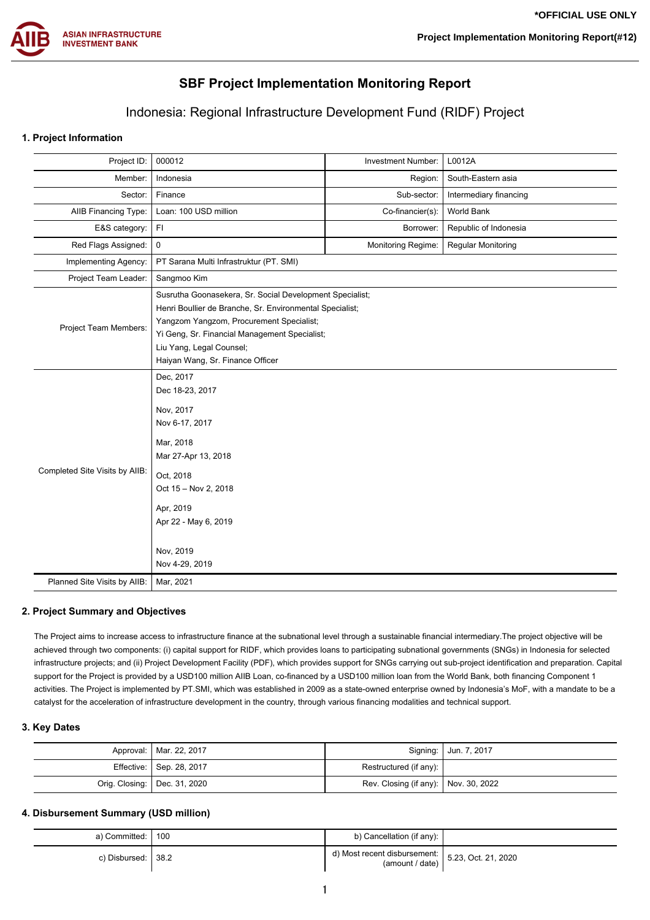*OFFICIAL USE ONLY

Project Implementation Monitoring Report(#12)

# SBF Project Implementation Monitoring Report

## Indonesia: Regional Infrastructure Development Fund (RIDF) Project

### 1. Project Information

| | | | |
|---|---|---|---|
| Project ID: | 000012 | Investment Number: | L0012A |
| Member: | Indonesia | Region: | South-Eastern asia |
| Sector: | Finance | Sub-sector: | Intermediary financing |
| AIIB Financing Type: | Loan: 100 USD million | Co-financier(s): | World Bank |
| E&S category: | FI | Borrower: | Republic of Indonesia |
| Red Flags Assigned: | 0 | Monitoring Regime: | Regular Monitoring |
| Implementing Agency: | PT Sarana Multi Infrastruktur (PT. SMI) | | |
| Project Team Leader: | Sangmoo Kim | | |
| Project Team Members: | Susrutha Goonasekera, Sr. Social Development Specialist;<br>Henri Boullier de Branche, Sr. Environmental Specialist;<br>Yangzom Yangzom, Procurement Specialist;<br>Yi Geng, Sr. Financial Management Specialist;<br>Liu Yang, Legal Counsel;<br>Haiyan Wang, Sr. Finance Officer | | |
| Completed Site Visits by AIIB: | Dec, 2017<br>Dec 18-23, 2017<br><br>Nov, 2017<br>Nov 6-17, 2017<br><br>Mar, 2018<br>Mar 27-Apr 13, 2018<br><br>Oct, 2018<br>Oct 15 – Nov 2, 2018<br><br>Apr, 2019<br>Apr 22 - May 6, 2019<br><br>Nov, 2019<br>Nov 4-29, 2019 | | |
| Planned Site Visits by AIIB: | Mar, 2021 | | |

### 2. Project Summary and Objectives

The Project aims to increase access to infrastructure finance at the subnational level through a sustainable financial intermediary.The project objective will be achieved through two components: (i) capital support for RIDF, which provides loans to participating subnational governments (SNGs) in Indonesia for selected infrastructure projects; and (ii) Project Development Facility (PDF), which provides support for SNGs carrying out sub-project identification and preparation. Capital support for the Project is provided by a USD100 million AIIB Loan, co-financed by a USD100 million loan from the World Bank, both financing Component 1 activities. The Project is implemented by PT.SMI, which was established in 2009 as a state-owned enterprise owned by Indonesia's MoF, with a mandate to be a catalyst for the acceleration of infrastructure development in the country, through various financing modalities and technical support.

### 3. Key Dates

| | | | |
|---|---|---|---|
| Approval: | Mar. 22, 2017 | Signing: | Jun. 7, 2017 |
| Effective: | Sep. 28, 2017 | Restructured (if any): | |
| Orig. Closing: | Dec. 31, 2020 | Rev. Closing (if any): | Nov. 30, 2022 |

### 4. Disbursement Summary (USD million)

| | | | |
|---|---|---|---|
| a) Committed: | 100 | b) Cancellation (if any): | |
| c) Disbursed: | 38.2 | d) Most recent disbursement: (amount / date) | 5.23, Oct. 21, 2020 |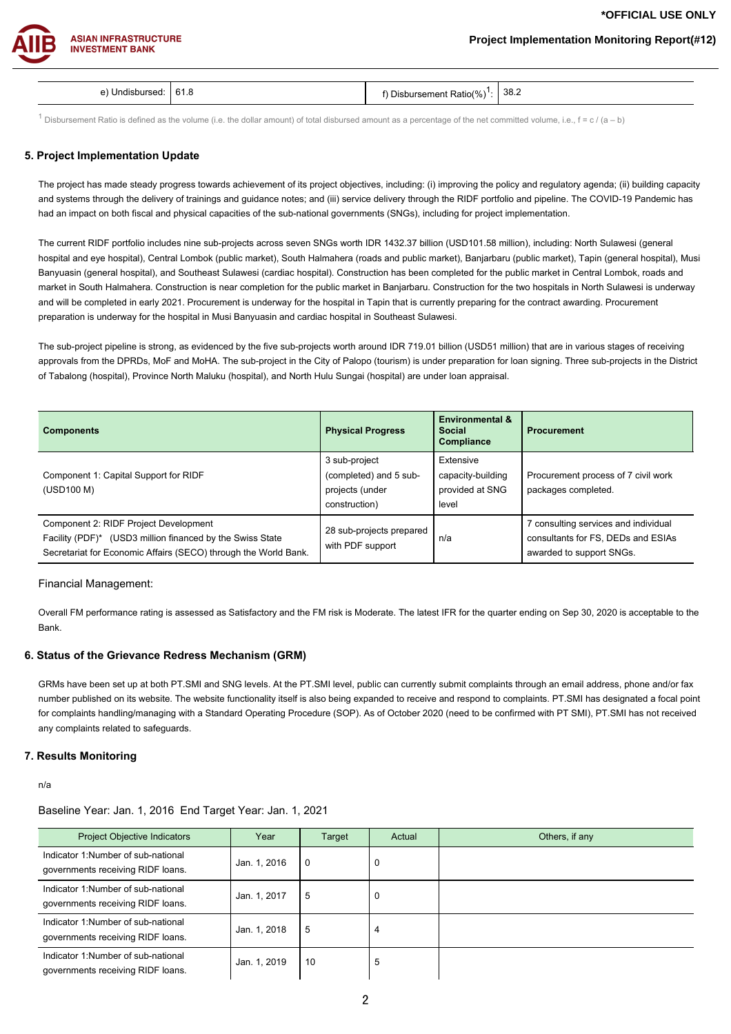| e) Undisbursed: | 61.8 | f) Disbursement Ratio(%)[1]: | 38.2 |
|---|---|---|---|

[1] Disbursement Ratio is defined as the volume (i.e. the dollar amount) of total disbursed amount as a percentage of the net committed volume, i.e., f = c / (a – b)

### 5. Project Implementation Update

The project has made steady progress towards achievement of its project objectives, including: (i) improving the policy and regulatory agenda; (ii) building capacity and systems through the delivery of trainings and guidance notes; and (iii) service delivery through the RIDF portfolio and pipeline. The COVID-19 Pandemic has had an impact on both fiscal and physical capacities of the sub-national governments (SNGs), including for project implementation.

The current RIDF portfolio includes nine sub-projects across seven SNGs worth IDR 1432.37 billion (USD101.58 million), including: North Sulawesi (general hospital and eye hospital), Central Lombok (public market), South Halmahera (roads and public market), Banjarbaru (public market), Tapin (general hospital), Musi Banyuasin (general hospital), and Southeast Sulawesi (cardiac hospital). Construction has been completed for the public market in Central Lombok, roads and market in South Halmahera. Construction is near completion for the public market in Banjarbaru. Construction for the two hospitals in North Sulawesi is underway and will be completed in early 2021. Procurement is underway for the hospital in Tapin that is currently preparing for the contract awarding. Procurement preparation is underway for the hospital in Musi Banyuasin and cardiac hospital in Southeast Sulawesi.

The sub-project pipeline is strong, as evidenced by the five sub-projects worth around IDR 719.01 billion (USD51 million) that are in various stages of receiving approvals from the DPRDs, MoF and MoHA. The sub-project in the City of Palopo (tourism) is under preparation for loan signing. Three sub-projects in the District of Tabalong (hospital), Province North Maluku (hospital), and North Hulu Sungai (hospital) are under loan appraisal.

| Components | Physical Progress | Environmental & Social Compliance | Procurement |
|---|---|---|---|
| Component 1: Capital Support for RIDF (USD100 M) | 3 sub-project (completed) and 5 sub-projects (under construction) | Extensive capacity-building provided at SNG level | Procurement process of 7 civil work packages completed. |
| Component 2: RIDF Project Development Facility (PDF)* (USD3 million financed by the Swiss State Secretariat for Economic Affairs (SECO) through the World Bank. | 28 sub-projects prepared with PDF support | n/a | 7 consulting services and individual consultants for FS, DEDs and ESIAs awarded to support SNGs. |

Financial Management:

Overall FM performance rating is assessed as Satisfactory and the FM risk is Moderate. The latest IFR for the quarter ending on Sep 30, 2020 is acceptable to the Bank.

### 6. Status of the Grievance Redress Mechanism (GRM)

GRMs have been set up at both PT.SMI and SNG levels. At the PT.SMI level, public can currently submit complaints through an email address, phone and/or fax number published on its website. The website functionality itself is also being expanded to receive and respond to complaints. PT.SMI has designated a focal point for complaints handling/managing with a Standard Operating Procedure (SOP). As of October 2020 (need to be confirmed with PT SMI), PT.SMI has not received any complaints related to safeguards.

### 7. Results Monitoring

n/a

Baseline Year: Jan. 1, 2016 End Target Year: Jan. 1, 2021

| Project Objective Indicators | Year | Target | Actual | Others, if any |
|---|---|---|---|---|
| Indicator 1:Number of sub-national governments receiving RIDF loans. | Jan. 1, 2016 | 0 | 0 | |
| Indicator 1:Number of sub-national governments receiving RIDF loans. | Jan. 1, 2017 | 5 | 0 | |
| Indicator 1:Number of sub-national governments receiving RIDF loans. | Jan. 1, 2018 | 5 | 4 | |
| Indicator 1:Number of sub-national governments receiving RIDF loans. | Jan. 1, 2019 | 10 | 5 | |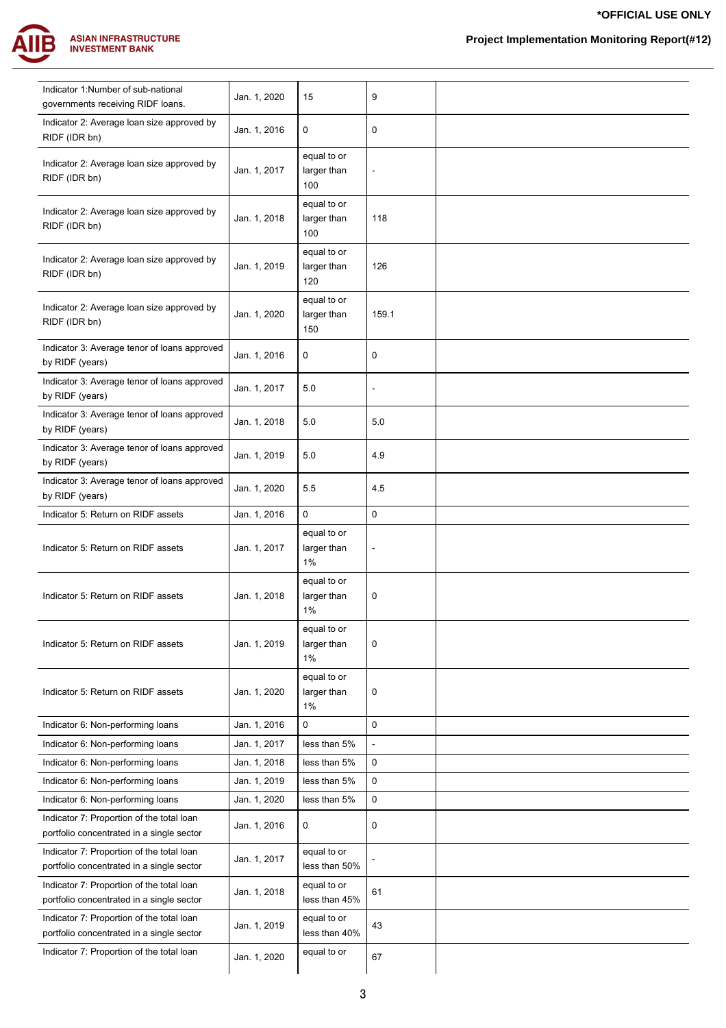| Indicator 1:Number of sub-national governments receiving RIDF loans. | Jan. 1, 2020 | 15 | 9 | |
|---|---|---|---|---|
| Indicator 2: Average loan size approved by RIDF (IDR bn) | Jan. 1, 2016 | 0 | 0 | |
| Indicator 2: Average loan size approved by RIDF (IDR bn) | Jan. 1, 2017 | equal to or larger than 100 | - | |
| Indicator 2: Average loan size approved by RIDF (IDR bn) | Jan. 1, 2018 | equal to or larger than 100 | 118 | |
| Indicator 2: Average loan size approved by RIDF (IDR bn) | Jan. 1, 2019 | equal to or larger than 120 | 126 | |
| Indicator 2: Average loan size approved by RIDF (IDR bn) | Jan. 1, 2020 | equal to or larger than 150 | 159.1 | |
| Indicator 3: Average tenor of loans approved by RIDF (years) | Jan. 1, 2016 | 0 | 0 | |
| Indicator 3: Average tenor of loans approved by RIDF (years) | Jan. 1, 2017 | 5.0 | - | |
| Indicator 3: Average tenor of loans approved by RIDF (years) | Jan. 1, 2018 | 5.0 | 5.0 | |
| Indicator 3: Average tenor of loans approved by RIDF (years) | Jan. 1, 2019 | 5.0 | 4.9 | |
| Indicator 3: Average tenor of loans approved by RIDF (years) | Jan. 1, 2020 | 5.5 | 4.5 | |
| Indicator 5: Return on RIDF assets | Jan. 1, 2016 | 0 | 0 | |
| Indicator 5: Return on RIDF assets | Jan. 1, 2017 | equal to or larger than 1% | - | |
| Indicator 5: Return on RIDF assets | Jan. 1, 2018 | equal to or larger than 1% | 0 | |
| Indicator 5: Return on RIDF assets | Jan. 1, 2019 | equal to or larger than 1% | 0 | |
| Indicator 5: Return on RIDF assets | Jan. 1, 2020 | equal to or larger than 1% | 0 | |
| Indicator 6: Non-performing loans | Jan. 1, 2016 | 0 | 0 | |
| Indicator 6: Non-performing loans | Jan. 1, 2017 | less than 5% | - | |
| Indicator 6: Non-performing loans | Jan. 1, 2018 | less than 5% | 0 | |
| Indicator 6: Non-performing loans | Jan. 1, 2019 | less than 5% | 0 | |
| Indicator 6: Non-performing loans | Jan. 1, 2020 | less than 5% | 0 | |
| Indicator 7: Proportion of the total loan portfolio concentrated in a single sector | Jan. 1, 2016 | 0 | 0 | |
| Indicator 7: Proportion of the total loan portfolio concentrated in a single sector | Jan. 1, 2017 | equal to or less than 50% | - | |
| Indicator 7: Proportion of the total loan portfolio concentrated in a single sector | Jan. 1, 2018 | equal to or less than 45% | 61 | |
| Indicator 7: Proportion of the total loan portfolio concentrated in a single sector | Jan. 1, 2019 | equal to or less than 40% | 43 | |
| Indicator 7: Proportion of the total loan | Jan. 1, 2020 | equal to or | 67 | |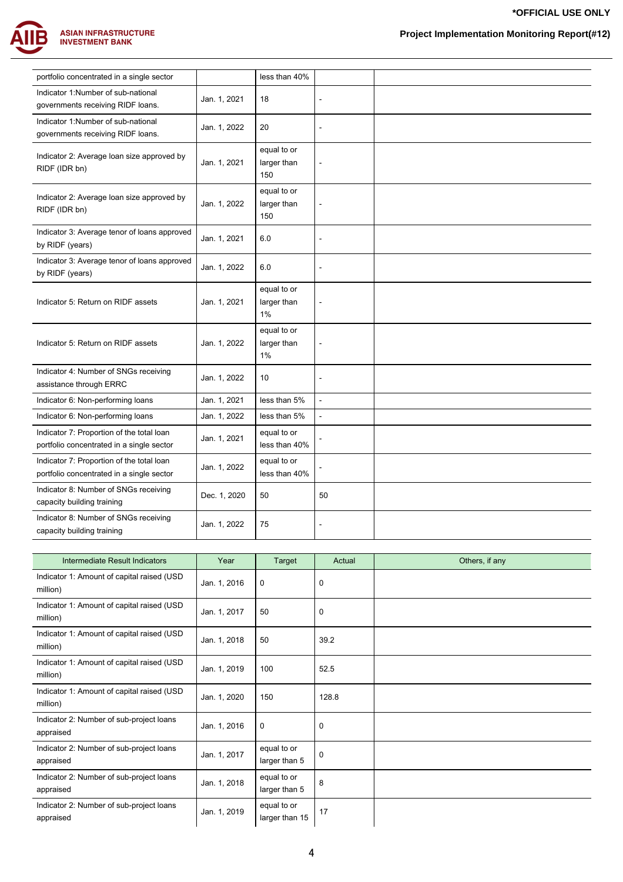| | | | | |
|---|---|---|---|---|
| portfolio concentrated in a single sector | | less than 40% | | |
| Indicator 1:Number of sub-national governments receiving RIDF loans. | Jan. 1, 2021 | 18 | - | |
| Indicator 1:Number of sub-national governments receiving RIDF loans. | Jan. 1, 2022 | 20 | - | |
| Indicator 2: Average loan size approved by RIDF (IDR bn) | Jan. 1, 2021 | equal to or larger than 150 | - | |
| Indicator 2: Average loan size approved by RIDF (IDR bn) | Jan. 1, 2022 | equal to or larger than 150 | - | |
| Indicator 3: Average tenor of loans approved by RIDF (years) | Jan. 1, 2021 | 6.0 | - | |
| Indicator 3: Average tenor of loans approved by RIDF (years) | Jan. 1, 2022 | 6.0 | - | |
| Indicator 5: Return on RIDF assets | Jan. 1, 2021 | equal to or larger than 1% | - | |
| Indicator 5: Return on RIDF assets | Jan. 1, 2022 | equal to or larger than 1% | - | |
| Indicator 4: Number of SNGs receiving assistance through ERRC | Jan. 1, 2022 | 10 | - | |
| Indicator 6: Non-performing loans | Jan. 1, 2021 | less than 5% | - | |
| Indicator 6: Non-performing loans | Jan. 1, 2022 | less than 5% | - | |
| Indicator 7: Proportion of the total loan portfolio concentrated in a single sector | Jan. 1, 2021 | equal to or less than 40% | - | |
| Indicator 7: Proportion of the total loan portfolio concentrated in a single sector | Jan. 1, 2022 | equal to or less than 40% | - | |
| Indicator 8: Number of SNGs receiving capacity building training | Dec. 1, 2020 | 50 | 50 | |
| Indicator 8: Number of SNGs receiving capacity building training | Jan. 1, 2022 | 75 | - | |

| Intermediate Result Indicators | Year | Target | Actual | Others, if any |
|---|---|---|---|---|
| Indicator 1: Amount of capital raised (USD million) | Jan. 1, 2016 | 0 | 0 | |
| Indicator 1: Amount of capital raised (USD million) | Jan. 1, 2017 | 50 | 0 | |
| Indicator 1: Amount of capital raised (USD million) | Jan. 1, 2018 | 50 | 39.2 | |
| Indicator 1: Amount of capital raised (USD million) | Jan. 1, 2019 | 100 | 52.5 | |
| Indicator 1: Amount of capital raised (USD million) | Jan. 1, 2020 | 150 | 128.8 | |
| Indicator 2: Number of sub-project loans appraised | Jan. 1, 2016 | 0 | 0 | |
| Indicator 2: Number of sub-project loans appraised | Jan. 1, 2017 | equal to or larger than 5 | 0 | |
| Indicator 2: Number of sub-project loans appraised | Jan. 1, 2018 | equal to or larger than 5 | 8 | |
| Indicator 2: Number of sub-project loans appraised | Jan. 1, 2019 | equal to or larger than 15 | 17 | |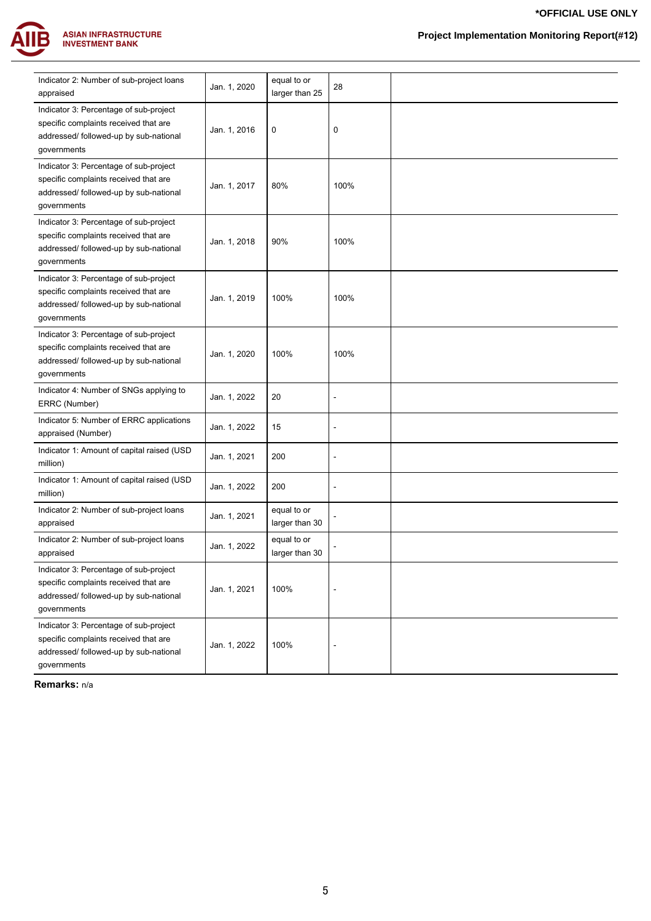| | | | | |
|---|---|---|---|---|
| Indicator 2: Number of sub-project loans appraised | Jan. 1, 2020 | equal to or larger than 25 | 28 | |
| Indicator 3: Percentage of sub-project specific complaints received that are addressed/ followed-up by sub-national governments | Jan. 1, 2016 | 0 | 0 | |
| Indicator 3: Percentage of sub-project specific complaints received that are addressed/ followed-up by sub-national governments | Jan. 1, 2017 | 80% | 100% | |
| Indicator 3: Percentage of sub-project specific complaints received that are addressed/ followed-up by sub-national governments | Jan. 1, 2018 | 90% | 100% | |
| Indicator 3: Percentage of sub-project specific complaints received that are addressed/ followed-up by sub-national governments | Jan. 1, 2019 | 100% | 100% | |
| Indicator 3: Percentage of sub-project specific complaints received that are addressed/ followed-up by sub-national governments | Jan. 1, 2020 | 100% | 100% | |
| Indicator 4: Number of SNGs applying to ERRC (Number) | Jan. 1, 2022 | 20 | - | |
| Indicator 5: Number of ERRC applications appraised (Number) | Jan. 1, 2022 | 15 | - | |
| Indicator 1: Amount of capital raised (USD million) | Jan. 1, 2021 | 200 | - | |
| Indicator 1: Amount of capital raised (USD million) | Jan. 1, 2022 | 200 | - | |
| Indicator 2: Number of sub-project loans appraised | Jan. 1, 2021 | equal to or larger than 30 | - | |
| Indicator 2: Number of sub-project loans appraised | Jan. 1, 2022 | equal to or larger than 30 | - | |
| Indicator 3: Percentage of sub-project specific complaints received that are addressed/ followed-up by sub-national governments | Jan. 1, 2021 | 100% | - | |
| Indicator 3: Percentage of sub-project specific complaints received that are addressed/ followed-up by sub-national governments | Jan. 1, 2022 | 100% | - | |

**Remarks:** n/a